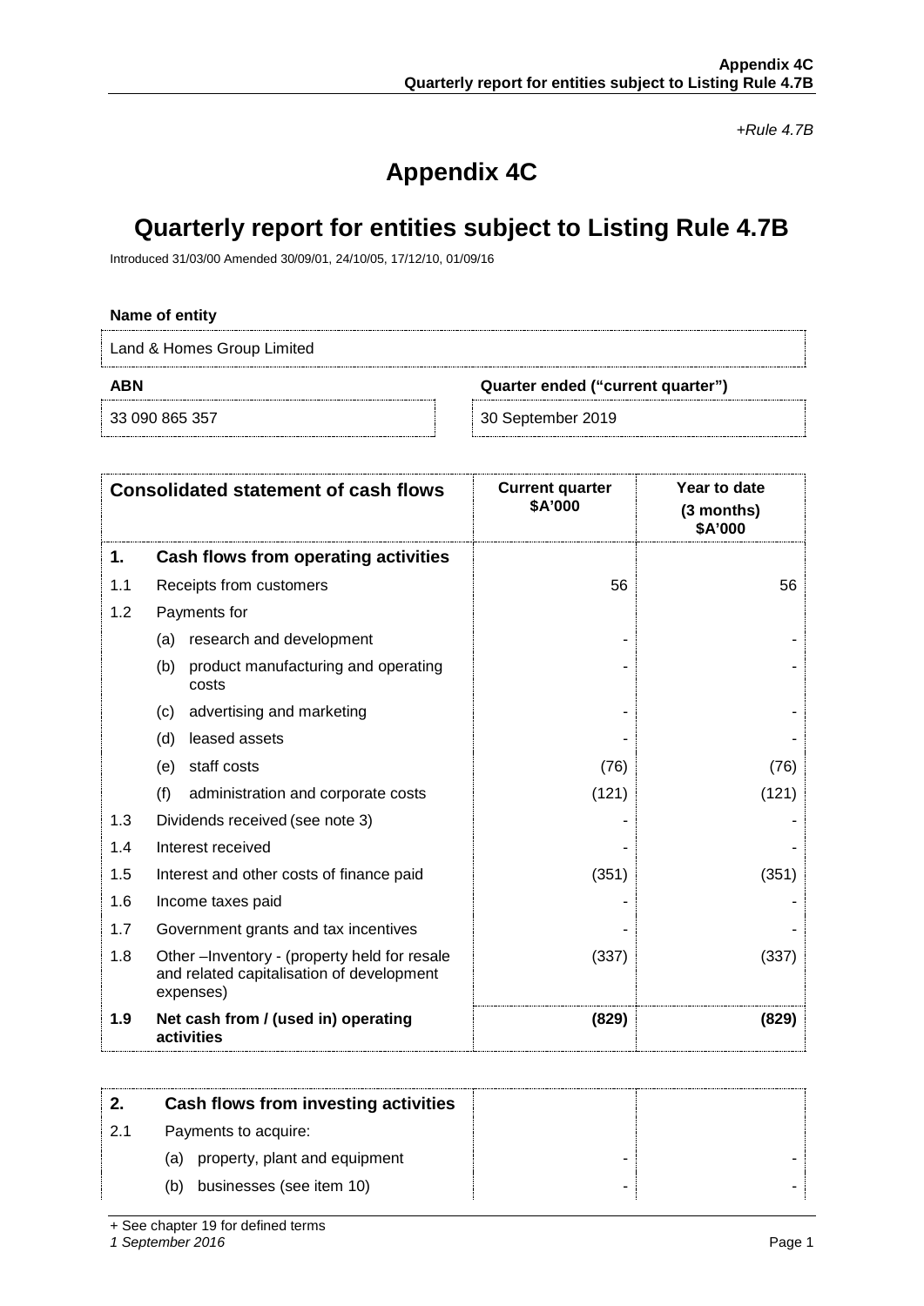*+Rule 4.7B*

# Appendix 4C

# Quarterly report for entities subject to Listing Rule 4.7B

Introduced 31/03/00 Amended 30/09/01, 24/10/05, 17/12/10, 01/09/16

**Name of entity**

| Land & Homes Group Limited | |
|---|---|
| **ABN** | **Quarter ended ("current quarter")** |
| 33 090 865 357 | 30 September 2019 |

| | Consolidated statement of cash flows | Current quarter \$A'000 | Year to date (3 months) \$A'000 |
|---|---|---|---|
| **1.** | **Cash flows from operating activities** | | |
| 1.1 | Receipts from customers | 56 | 56 |
| 1.2 | Payments for | | |
| | (a) research and development | - | - |
| | (b) product manufacturing and operating costs | - | - |
| | (c) advertising and marketing | - | - |
| | (d) leased assets | - | - |
| | (e) staff costs | (76) | (76) |
| | (f) administration and corporate costs | (121) | (121) |
| 1.3 | Dividends received (see note 3) | - | - |
| 1.4 | Interest received | - | - |
| 1.5 | Interest and other costs of finance paid | (351) | (351) |
| 1.6 | Income taxes paid | - | - |
| 1.7 | Government grants and tax incentives | - | - |
| 1.8 | Other –Inventory - (property held for resale and related capitalisation of development expenses) | (337) | (337) |
| **1.9** | **Net cash from / (used in) operating activities** | **(829)** | **(829)** |

| | | | |
|---|---|---|---|
| **2.** | **Cash flows from investing activities** | | |
| 2.1 | Payments to acquire: | | |
| | (a) property, plant and equipment | - | - |
| | (b) businesses (see item 10) | - | - |

+ See chapter 19 for defined terms

*1 September 2016*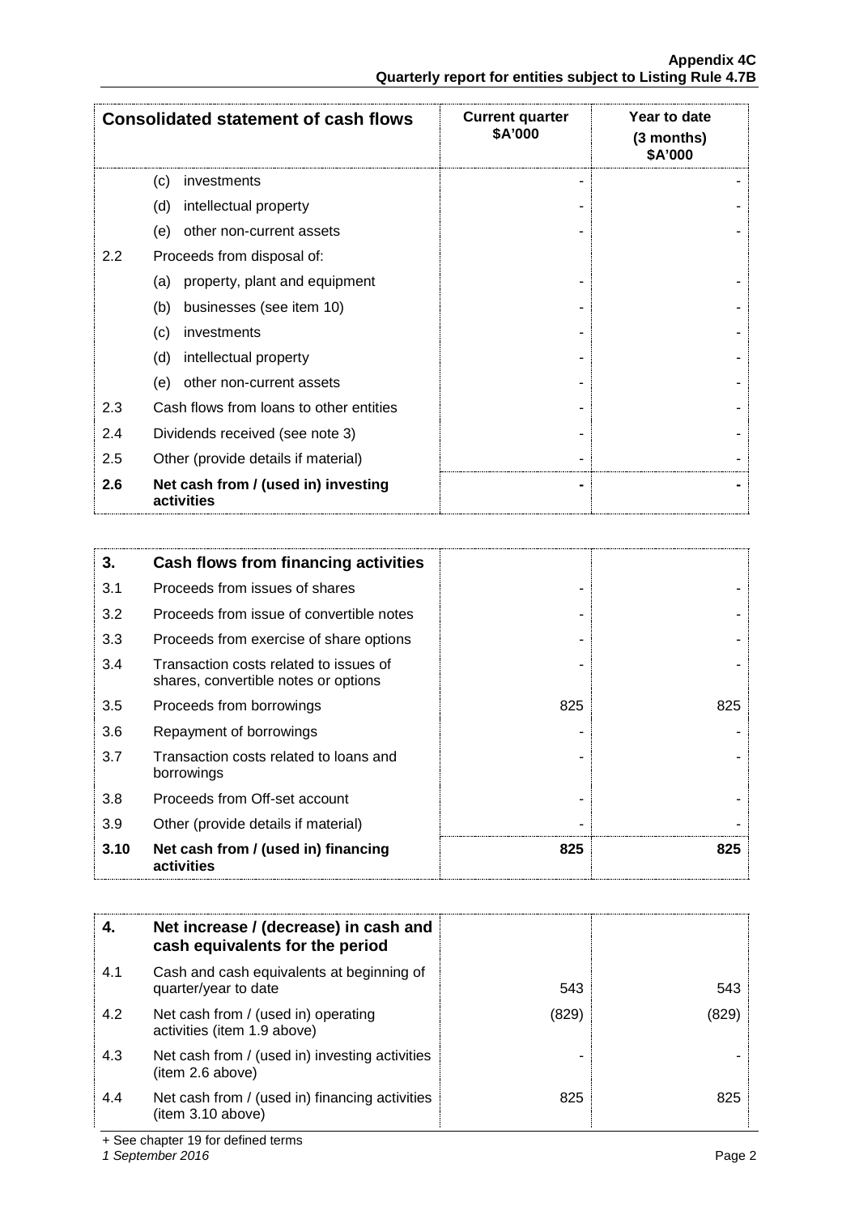| Consolidated statement of cash flows | | Current quarter $A'000 | Year to date (3 months) $A'000 |
|---|---|---|---|
| | (c) investments | - | - |
| | (d) intellectual property | - | - |
| | (e) other non-current assets | - | - |
| 2.2 | Proceeds from disposal of: | | |
| | (a) property, plant and equipment | - | - |
| | (b) businesses (see item 10) | - | - |
| | (c) investments | - | - |
| | (d) intellectual property | - | - |
| | (e) other non-current assets | - | - |
| 2.3 | Cash flows from loans to other entities | - | - |
| 2.4 | Dividends received (see note 3) | - | - |
| 2.5 | Other (provide details if material) | - | - |
| **2.6** | **Net cash from / (used in) investing activities** | **-** | **-** |

| **3.** | **Cash flows from financing activities** | | |
|---|---|---|---|
| 3.1 | Proceeds from issues of shares | - | - |
| 3.2 | Proceeds from issue of convertible notes | - | - |
| 3.3 | Proceeds from exercise of share options | - | - |
| 3.4 | Transaction costs related to issues of shares, convertible notes or options | - | - |
| 3.5 | Proceeds from borrowings | 825 | 825 |
| 3.6 | Repayment of borrowings | - | - |
| 3.7 | Transaction costs related to loans and borrowings | - | - |
| 3.8 | Proceeds from Off-set account | - | - |
| 3.9 | Other (provide details if material) | - | - |
| **3.10** | **Net cash from / (used in) financing activities** | **825** | **825** |

| **4.** | **Net increase / (decrease) in cash and cash equivalents for the period** | | |
|---|---|---|---|
| 4.1 | Cash and cash equivalents at beginning of quarter/year to date | 543 | 543 |
| 4.2 | Net cash from / (used in) operating activities (item 1.9 above) | (829) | (829) |
| 4.3 | Net cash from / (used in) investing activities (item 2.6 above) | - | - |
| 4.4 | Net cash from / (used in) financing activities (item 3.10 above) | 825 | 825 |

+ See chapter 19 for defined terms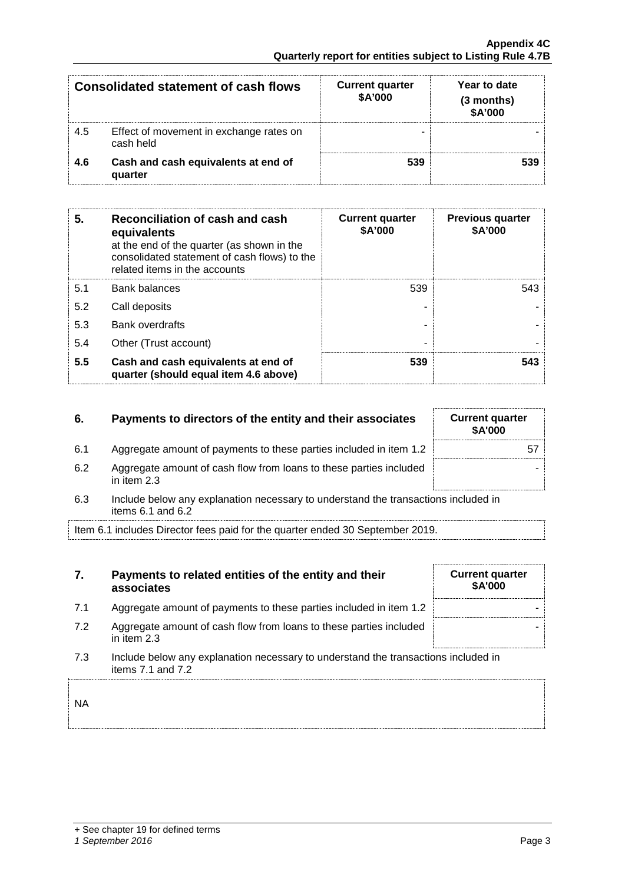| Consolidated statement of cash flows | | Current quarter $A'000 | Year to date (3 months) $A'000 |
|---|---|---|---|
| 4.5 | Effect of movement in exchange rates on cash held | - | - |
| **4.6** | **Cash and cash equivalents at end of quarter** | **539** | **539** |

| 5. | Reconciliation of cash and cash equivalents at the end of the quarter (as shown in the consolidated statement of cash flows) to the related items in the accounts | Current quarter $A'000 | Previous quarter $A'000 |
|---|---|---|---|
| 5.1 | Bank balances | 539 | 543 |
| 5.2 | Call deposits | - | - |
| 5.3 | Bank overdrafts | - | - |
| 5.4 | Other (Trust account) | - | - |
| **5.5** | **Cash and cash equivalents at end of quarter (should equal item 4.6 above)** | **539** | **543** |

| 6. | Payments to directors of the entity and their associates | Current quarter $A'000 |
|---|---|---|
| 6.1 | Aggregate amount of payments to these parties included in item 1.2 | 57 |
| 6.2 | Aggregate amount of cash flow from loans to these parties included in item 2.3 | - |

6.3 Include below any explanation necessary to understand the transactions included in items 6.1 and 6.2

Item 6.1 includes Director fees paid for the quarter ended 30 September 2019.

| 7. | Payments to related entities of the entity and their associates | Current quarter $A'000 |
|---|---|---|
| 7.1 | Aggregate amount of payments to these parties included in item 1.2 | - |
| 7.2 | Aggregate amount of cash flow from loans to these parties included in item 2.3 | - |

7.3 Include below any explanation necessary to understand the transactions included in items 7.1 and 7.2

NA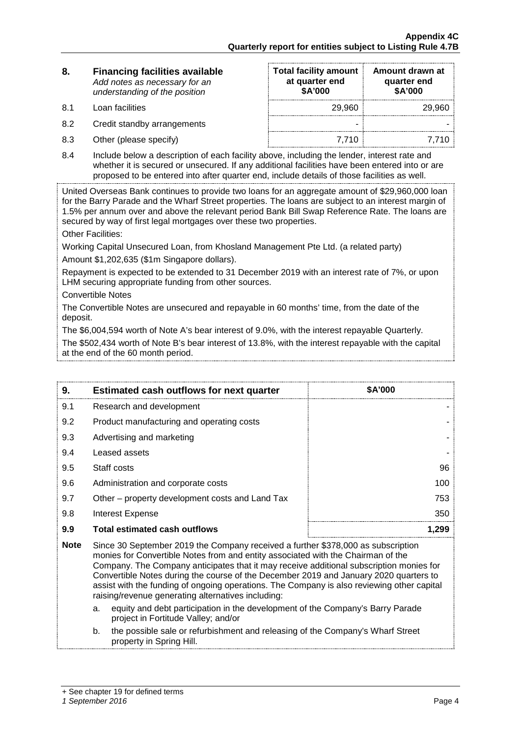| 8. | **Financing facilities available** *Add notes as necessary for an understanding of the position* | **Total facility amount at quarter end $A'000** | **Amount drawn at quarter end $A'000** |
|---|---|---|---|
| 8.1 | Loan facilities | 29,960 | 29,960 |
| 8.2 | Credit standby arrangements | - | - |
| 8.3 | Other (please specify) | 7,710 | 7,710 |

8.4 Include below a description of each facility above, including the lender, interest rate and whether it is secured or unsecured. If any additional facilities have been entered into or are proposed to be entered into after quarter end, include details of those facilities as well.

United Overseas Bank continues to provide two loans for an aggregate amount of $29,960,000 loan for the Barry Parade and the Wharf Street properties. The loans are subject to an interest margin of 1.5% per annum over and above the relevant period Bank Bill Swap Reference Rate. The loans are secured by way of first legal mortgages over these two properties.

Other Facilities:

Working Capital Unsecured Loan, from Khosland Management Pte Ltd. (a related party)

Amount $1,202,635 ($1m Singapore dollars).

Repayment is expected to be extended to 31 December 2019 with an interest rate of 7%, or upon LHM securing appropriate funding from other sources.

Convertible Notes

The Convertible Notes are unsecured and repayable in 60 months' time, from the date of the deposit.

The $6,004,594 worth of Note A's bear interest of 9.0%, with the interest repayable Quarterly.

The $502,434 worth of Note B's bear interest of 13.8%, with the interest repayable with the capital at the end of the 60 month period.

| 9. | **Estimated cash outflows for next quarter** | **$A'000** |
|---|---|---|
| 9.1 | Research and development | - |
| 9.2 | Product manufacturing and operating costs | - |
| 9.3 | Advertising and marketing | - |
| 9.4 | Leased assets | - |
| 9.5 | Staff costs | 96 |
| 9.6 | Administration and corporate costs | 100 |
| 9.7 | Other – property development costs and Land Tax | 753 |
| 9.8 | Interest Expense | 350 |
| **9.9** | **Total estimated cash outflows** | **1,299** |

**Note** Since 30 September 2019 the Company received a further $378,000 as subscription monies for Convertible Notes from and entity associated with the Chairman of the Company. The Company anticipates that it may receive additional subscription monies for Convertible Notes during the course of the December 2019 and January 2020 quarters to assist with the funding of ongoing operations. The Company is also reviewing other capital raising/revenue generating alternatives including:

a. equity and debt participation in the development of the Company's Barry Parade project in Fortitude Valley; and/or

b. the possible sale or refurbishment and releasing of the Company's Wharf Street property in Spring Hill.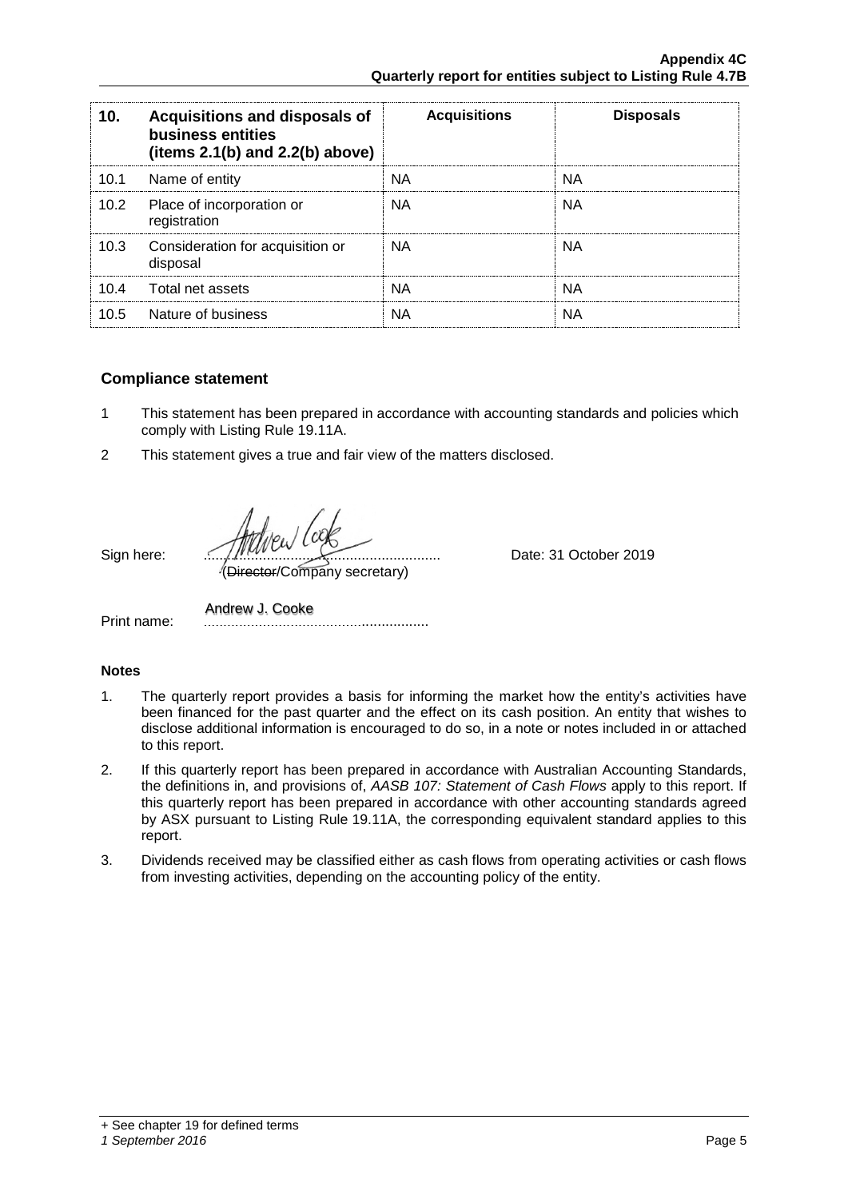| 10. | Acquisitions and disposals of business entities (items 2.1(b) and 2.2(b) above) | Acquisitions | Disposals |
|---|---|---|---|
| 10.1 | Name of entity | NA | NA |
| 10.2 | Place of incorporation or registration | NA | NA |
| 10.3 | Consideration for acquisition or disposal | NA | NA |
| 10.4 | Total net assets | NA | NA |
| 10.5 | Nature of business | NA | NA |

## Compliance statement

1 This statement has been prepared in accordance with accounting standards and policies which comply with Listing Rule 19.11A.

2 This statement gives a true and fair view of the matters disclosed.

Sign here: ........................................................ Date: 31 October 2019
(~~Director~~/Company secretary)

Print name: Andrew J. Cooke

### Notes

1. The quarterly report provides a basis for informing the market how the entity's activities have been financed for the past quarter and the effect on its cash position. An entity that wishes to disclose additional information is encouraged to do so, in a note or notes included in or attached to this report.

2. If this quarterly report has been prepared in accordance with Australian Accounting Standards, the definitions in, and provisions of, *AASB 107: Statement of Cash Flows* apply to this report. If this quarterly report has been prepared in accordance with other accounting standards agreed by ASX pursuant to Listing Rule 19.11A, the corresponding equivalent standard applies to this report.

3. Dividends received may be classified either as cash flows from operating activities or cash flows from investing activities, depending on the accounting policy of the entity.